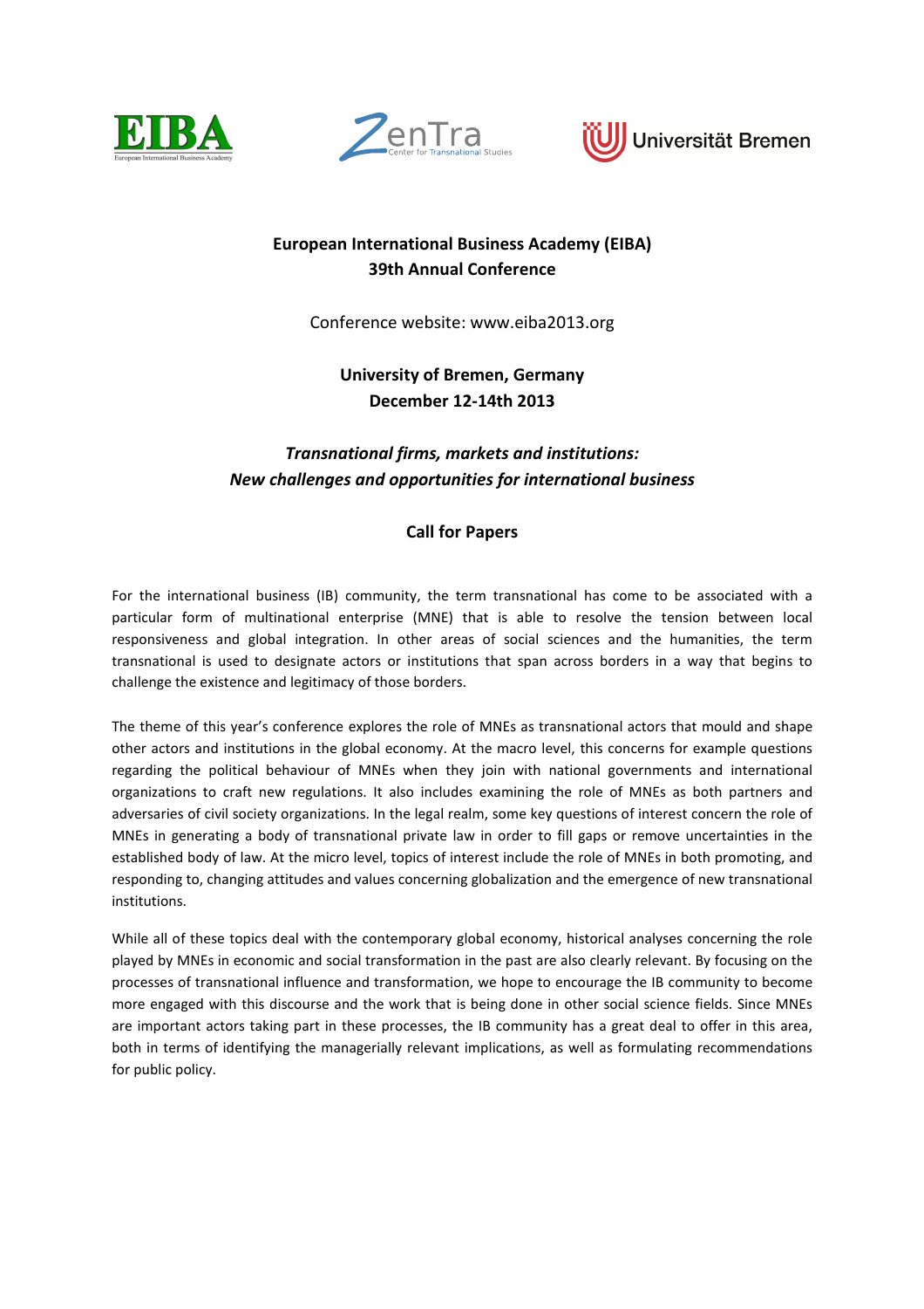# European International Business Academy (EIBA)
## 39th Annual Conference

Conference website: www.eiba2013.org

**University of Bremen, Germany**
**December 12-14th 2013**

***Transnational firms, markets and institutions:***
***New challenges and opportunities for international business***

## Call for Papers

For the international business (IB) community, the term transnational has come to be associated with a particular form of multinational enterprise (MNE) that is able to resolve the tension between local responsiveness and global integration. In other areas of social sciences and the humanities, the term transnational is used to designate actors or institutions that span across borders in a way that begins to challenge the existence and legitimacy of those borders.

The theme of this year's conference explores the role of MNEs as transnational actors that mould and shape other actors and institutions in the global economy. At the macro level, this concerns for example questions regarding the political behaviour of MNEs when they join with national governments and international organizations to craft new regulations. It also includes examining the role of MNEs as both partners and adversaries of civil society organizations. In the legal realm, some key questions of interest concern the role of MNEs in generating a body of transnational private law in order to fill gaps or remove uncertainties in the established body of law. At the micro level, topics of interest include the role of MNEs in both promoting, and responding to, changing attitudes and values concerning globalization and the emergence of new transnational institutions.

While all of these topics deal with the contemporary global economy, historical analyses concerning the role played by MNEs in economic and social transformation in the past are also clearly relevant. By focusing on the processes of transnational influence and transformation, we hope to encourage the IB community to become more engaged with this discourse and the work that is being done in other social science fields. Since MNEs are important actors taking part in these processes, the IB community has a great deal to offer in this area, both in terms of identifying the managerially relevant implications, as well as formulating recommendations for public policy.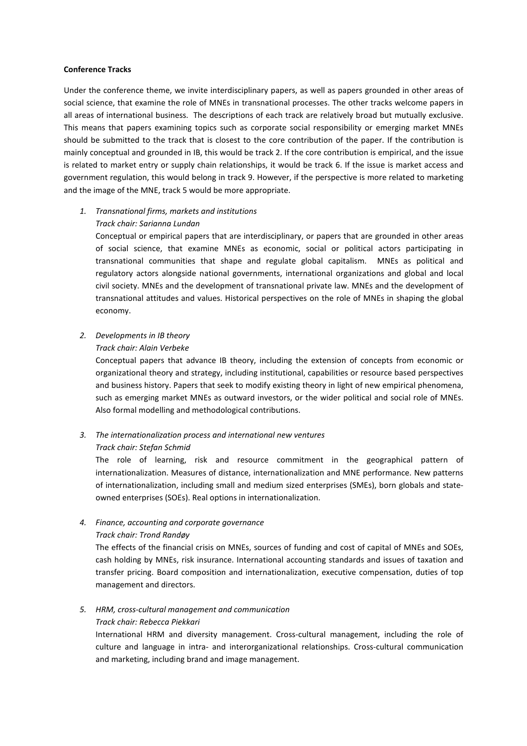**Conference Tracks**

Under the conference theme, we invite interdisciplinary papers, as well as papers grounded in other areas of social science, that examine the role of MNEs in transnational processes. The other tracks welcome papers in all areas of international business. The descriptions of each track are relatively broad but mutually exclusive. This means that papers examining topics such as corporate social responsibility or emerging market MNEs should be submitted to the track that is closest to the core contribution of the paper. If the contribution is mainly conceptual and grounded in IB, this would be track 2. If the core contribution is empirical, and the issue is related to market entry or supply chain relationships, it would be track 6. If the issue is market access and government regulation, this would belong in track 9. However, if the perspective is more related to marketing and the image of the MNE, track 5 would be more appropriate.

1. *Transnational firms, markets and institutions*
   *Track chair: Sarianna Lundan*
   Conceptual or empirical papers that are interdisciplinary, or papers that are grounded in other areas of social science, that examine MNEs as economic, social or political actors participating in transnational communities that shape and regulate global capitalism. MNEs as political and regulatory actors alongside national governments, international organizations and global and local civil society. MNEs and the development of transnational private law. MNEs and the development of transnational attitudes and values. Historical perspectives on the role of MNEs in shaping the global economy.

2. *Developments in IB theory*
   *Track chair: Alain Verbeke*
   Conceptual papers that advance IB theory, including the extension of concepts from economic or organizational theory and strategy, including institutional, capabilities or resource based perspectives and business history. Papers that seek to modify existing theory in light of new empirical phenomena, such as emerging market MNEs as outward investors, or the wider political and social role of MNEs. Also formal modelling and methodological contributions.

3. *The internationalization process and international new ventures*
   *Track chair: Stefan Schmid*
   The role of learning, risk and resource commitment in the geographical pattern of internationalization. Measures of distance, internationalization and MNE performance. New patterns of internationalization, including small and medium sized enterprises (SMEs), born globals and state-owned enterprises (SOEs). Real options in internationalization.

4. *Finance, accounting and corporate governance*
   *Track chair: Trond Randøy*
   The effects of the financial crisis on MNEs, sources of funding and cost of capital of MNEs and SOEs, cash holding by MNEs, risk insurance. International accounting standards and issues of taxation and transfer pricing. Board composition and internationalization, executive compensation, duties of top management and directors.

5. *HRM, cross-cultural management and communication*
   *Track chair: Rebecca Piekkari*
   International HRM and diversity management. Cross-cultural management, including the role of culture and language in intra- and interorganizational relationships. Cross-cultural communication and marketing, including brand and image management.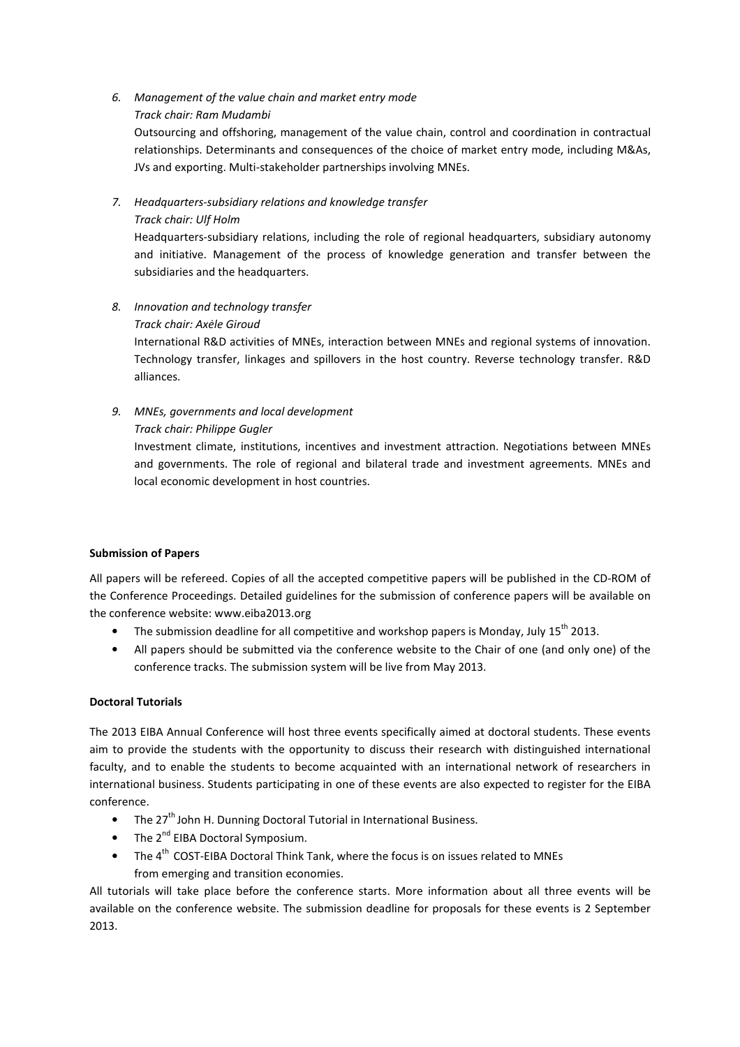6. *Management of the value chain and market entry mode*
   *Track chair: Ram Mudambi*
   Outsourcing and offshoring, management of the value chain, control and coordination in contractual relationships. Determinants and consequences of the choice of market entry mode, including M&As, JVs and exporting. Multi-stakeholder partnerships involving MNEs.

7. *Headquarters-subsidiary relations and knowledge transfer*
   *Track chair: Ulf Holm*
   Headquarters-subsidiary relations, including the role of regional headquarters, subsidiary autonomy and initiative. Management of the process of knowledge generation and transfer between the subsidiaries and the headquarters.

8. *Innovation and technology transfer*
   *Track chair: Axèle Giroud*
   International R&D activities of MNEs, interaction between MNEs and regional systems of innovation. Technology transfer, linkages and spillovers in the host country. Reverse technology transfer. R&D alliances.

9. *MNEs, governments and local development*
   *Track chair: Philippe Gugler*
   Investment climate, institutions, incentives and investment attraction. Negotiations between MNEs and governments. The role of regional and bilateral trade and investment agreements. MNEs and local economic development in host countries.

**Submission of Papers**

All papers will be refereed. Copies of all the accepted competitive papers will be published in the CD-ROM of the Conference Proceedings. Detailed guidelines for the submission of conference papers will be available on the conference website: www.eiba2013.org

- The submission deadline for all competitive and workshop papers is Monday, July 15th 2013.
- All papers should be submitted via the conference website to the Chair of one (and only one) of the conference tracks. The submission system will be live from May 2013.

**Doctoral Tutorials**

The 2013 EIBA Annual Conference will host three events specifically aimed at doctoral students. These events aim to provide the students with the opportunity to discuss their research with distinguished international faculty, and to enable the students to become acquainted with an international network of researchers in international business. Students participating in one of these events are also expected to register for the EIBA conference.

- The 27th John H. Dunning Doctoral Tutorial in International Business.
- The 2nd EIBA Doctoral Symposium.
- The 4th COST-EIBA Doctoral Think Tank, where the focus is on issues related to MNEs from emerging and transition economies.

All tutorials will take place before the conference starts. More information about all three events will be available on the conference website. The submission deadline for proposals for these events is 2 September 2013.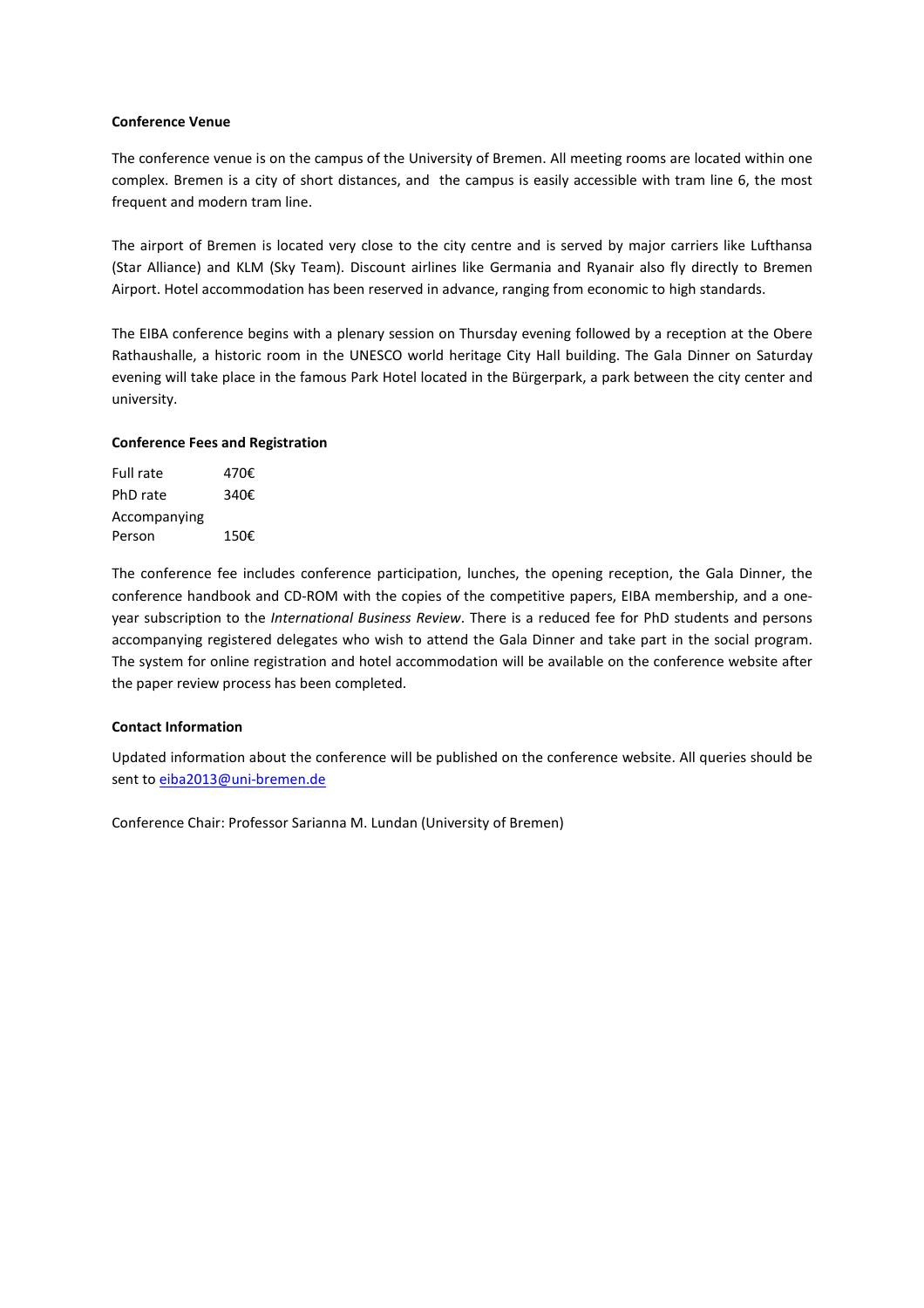**Conference Venue**

The conference venue is on the campus of the University of Bremen. All meeting rooms are located within one complex. Bremen is a city of short distances, and the campus is easily accessible with tram line 6, the most frequent and modern tram line.

The airport of Bremen is located very close to the city centre and is served by major carriers like Lufthansa (Star Alliance) and KLM (Sky Team). Discount airlines like Germania and Ryanair also fly directly to Bremen Airport. Hotel accommodation has been reserved in advance, ranging from economic to high standards.

The EIBA conference begins with a plenary session on Thursday evening followed by a reception at the Obere Rathaushalle, a historic room in the UNESCO world heritage City Hall building. The Gala Dinner on Saturday evening will take place in the famous Park Hotel located in the Bürgerpark, a park between the city center and university.

**Conference Fees and Registration**

| | |
|---|---|
| Full rate | 470€ |
| PhD rate | 340€ |
| Accompanying Person | 150€ |

The conference fee includes conference participation, lunches, the opening reception, the Gala Dinner, the conference handbook and CD-ROM with the copies of the competitive papers, EIBA membership, and a one-year subscription to the *International Business Review*. There is a reduced fee for PhD students and persons accompanying registered delegates who wish to attend the Gala Dinner and take part in the social program. The system for online registration and hotel accommodation will be available on the conference website after the paper review process has been completed.

**Contact Information**

Updated information about the conference will be published on the conference website. All queries should be sent to eiba2013@uni-bremen.de

Conference Chair: Professor Sarianna M. Lundan (University of Bremen)